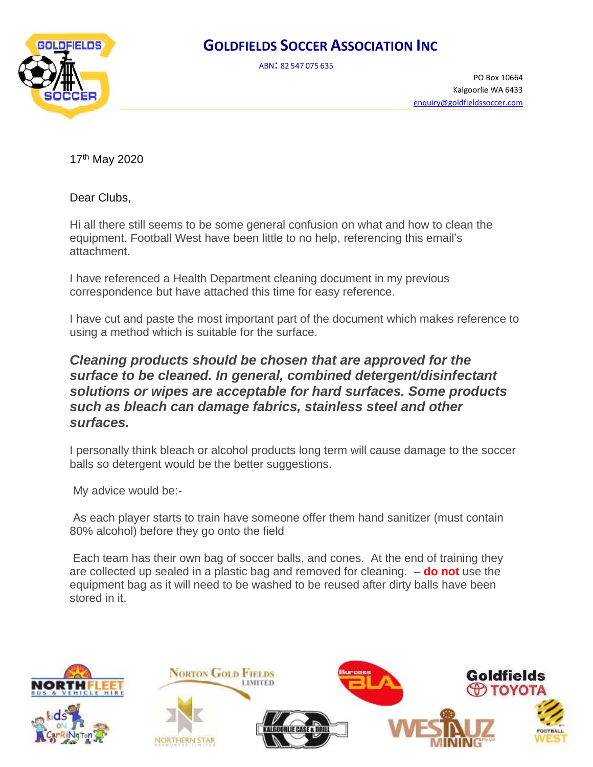# GOLDFIELDS SOCCER ASSOCIATION INC

ABN: 82 547 075 635

PO Box 10664
Kalgoorlie WA 6433
enquiry@goldfieldssoccer.com

17th May 2020

Dear Clubs,

Hi all there still seems to be some general confusion on what and how to clean the equipment. Football West have been little to no help, referencing this email's attachment.

I have referenced a Health Department cleaning document in my previous correspondence but have attached this time for easy reference.

I have cut and paste the most important part of the document which makes reference to using a method which is suitable for the surface.

***Cleaning products should be chosen that are approved for the surface to be cleaned. In general, combined detergent/disinfectant solutions or wipes are acceptable for hard surfaces. Some products such as bleach can damage fabrics, stainless steel and other surfaces.***

I personally think bleach or alcohol products long term will cause damage to the soccer balls so detergent would be the better suggestions.

My advice would be:-

As each player starts to train have someone offer them hand sanitizer (must contain 80% alcohol) before they go onto the field

Each team has their own bag of soccer balls, and cones. At the end of training they are collected up sealed in a plastic bag and removed for cleaning. – **do not** use the equipment bag as it will need to be washed to be reused after dirty balls have been stored in it.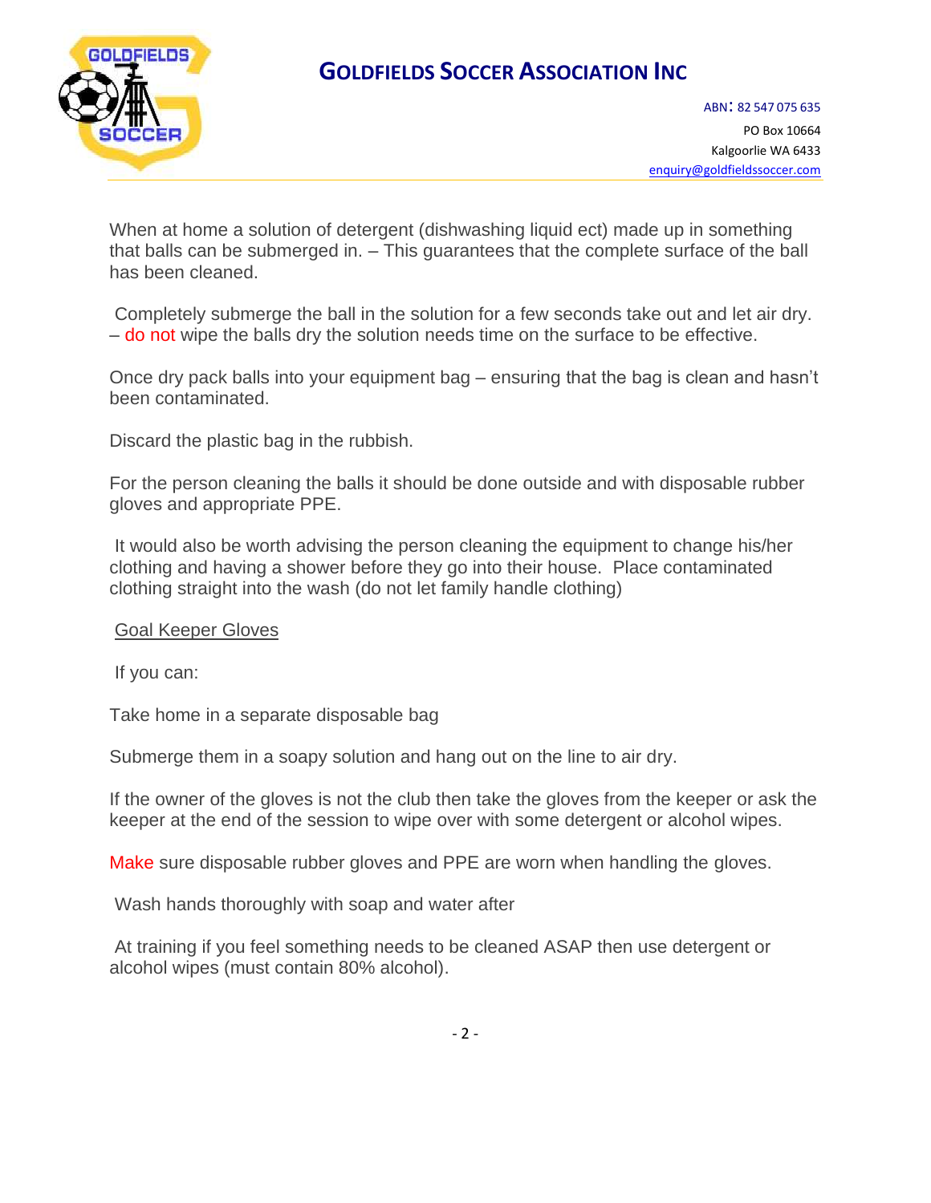When at home a solution of detergent (dishwashing liquid ect) made up in something that balls can be submerged in. – This guarantees that the complete surface of the ball has been cleaned.

Completely submerge the ball in the solution for a few seconds take out and let air dry. – do not wipe the balls dry the solution needs time on the surface to be effective.

Once dry pack balls into your equipment bag – ensuring that the bag is clean and hasn't been contaminated.

Discard the plastic bag in the rubbish.

For the person cleaning the balls it should be done outside and with disposable rubber gloves and appropriate PPE.

It would also be worth advising the person cleaning the equipment to change his/her clothing and having a shower before they go into their house. Place contaminated clothing straight into the wash (do not let family handle clothing)

Goal Keeper Gloves

If you can:

Take home in a separate disposable bag

Submerge them in a soapy solution and hang out on the line to air dry.

If the owner of the gloves is not the club then take the gloves from the keeper or ask the keeper at the end of the session to wipe over with some detergent or alcohol wipes.

Make sure disposable rubber gloves and PPE are worn when handling the gloves.

Wash hands thoroughly with soap and water after

At training if you feel something needs to be cleaned ASAP then use detergent or alcohol wipes (must contain 80% alcohol).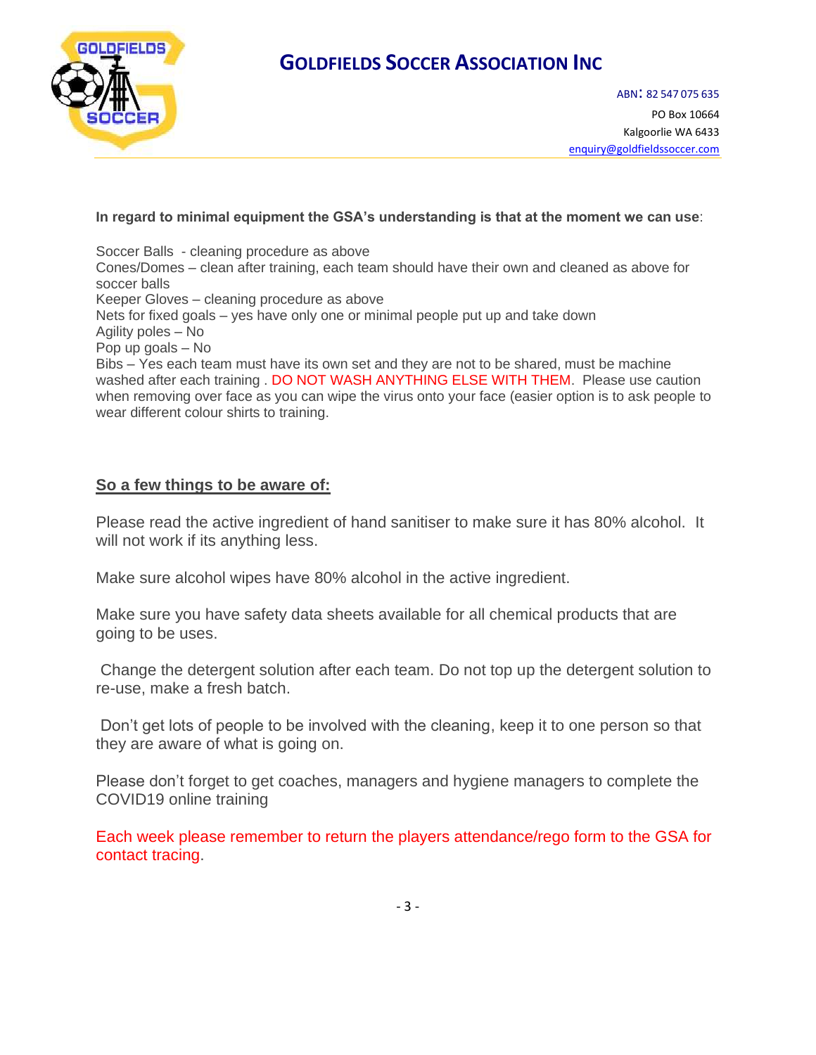**In regard to minimal equipment the GSA's understanding is that at the moment we can use**:

Soccer Balls - cleaning procedure as above
Cones/Domes – clean after training, each team should have their own and cleaned as above for soccer balls
Keeper Gloves – cleaning procedure as above
Nets for fixed goals – yes have only one or minimal people put up and take down
Agility poles – No
Pop up goals – No
Bibs – Yes each team must have its own set and they are not to be shared, must be machine washed after each training . DO NOT WASH ANYTHING ELSE WITH THEM. Please use caution when removing over face as you can wipe the virus onto your face (easier option is to ask people to wear different colour shirts to training.

## So a few things to be aware of:

Please read the active ingredient of hand sanitiser to make sure it has 80% alcohol. It will not work if its anything less.

Make sure alcohol wipes have 80% alcohol in the active ingredient.

Make sure you have safety data sheets available for all chemical products that are going to be uses.

Change the detergent solution after each team. Do not top up the detergent solution to re-use, make a fresh batch.

Don't get lots of people to be involved with the cleaning, keep it to one person so that they are aware of what is going on.

Please don't forget to get coaches, managers and hygiene managers to complete the COVID19 online training

Each week please remember to return the players attendance/rego form to the GSA for contact tracing.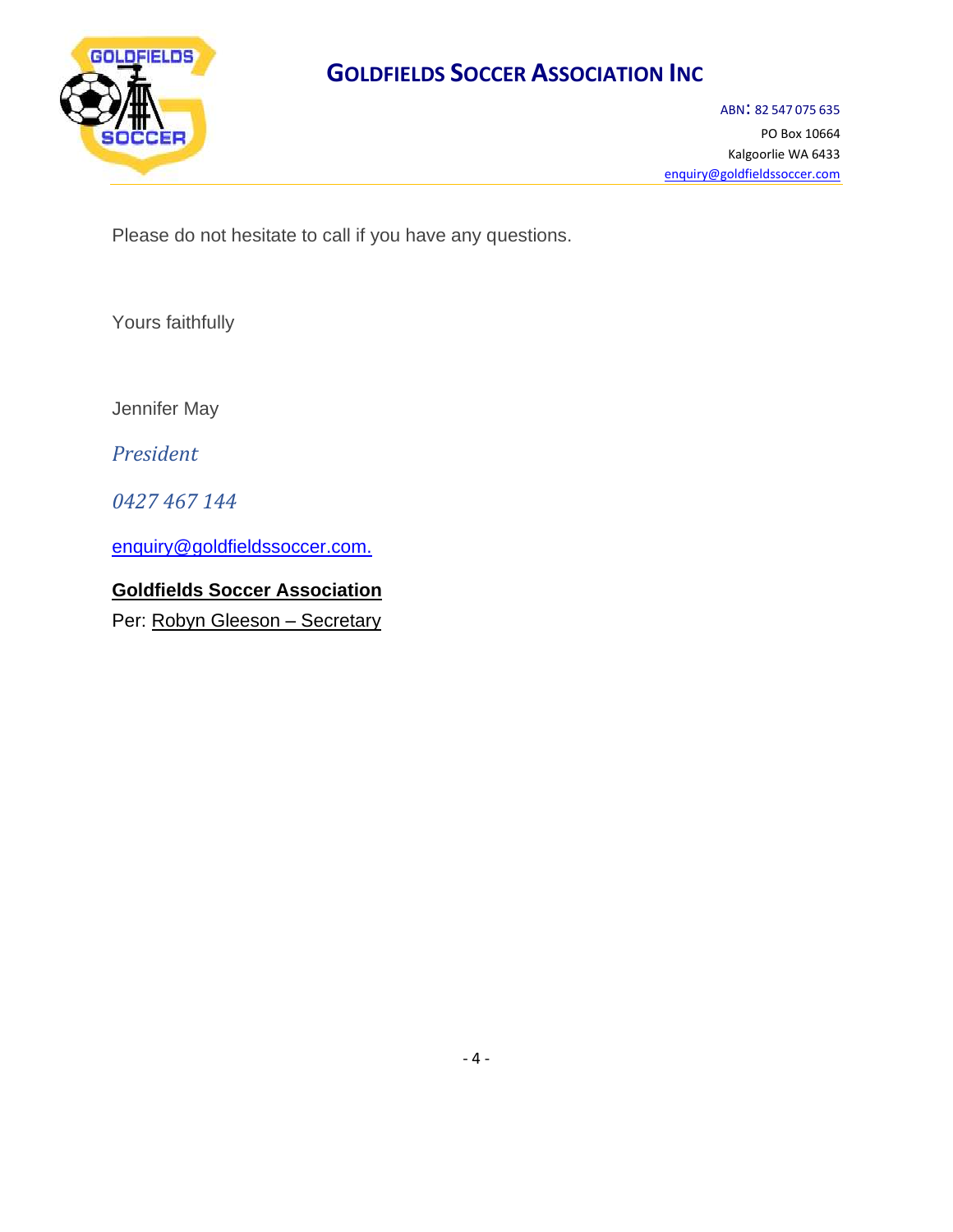# GOLDFIELDS SOCCER ASSOCIATION INC

ABN: 82 547 075 635
PO Box 10664
Kalgoorlie WA 6433
enquiry@goldfieldssoccer.com

Please do not hesitate to call if you have any questions.

Yours faithfully

Jennifer May

*President*

*0427 467 144*

enquiry@goldfieldssoccer.com.

**Goldfields Soccer Association**

Per: Robyn Gleeson – Secretary